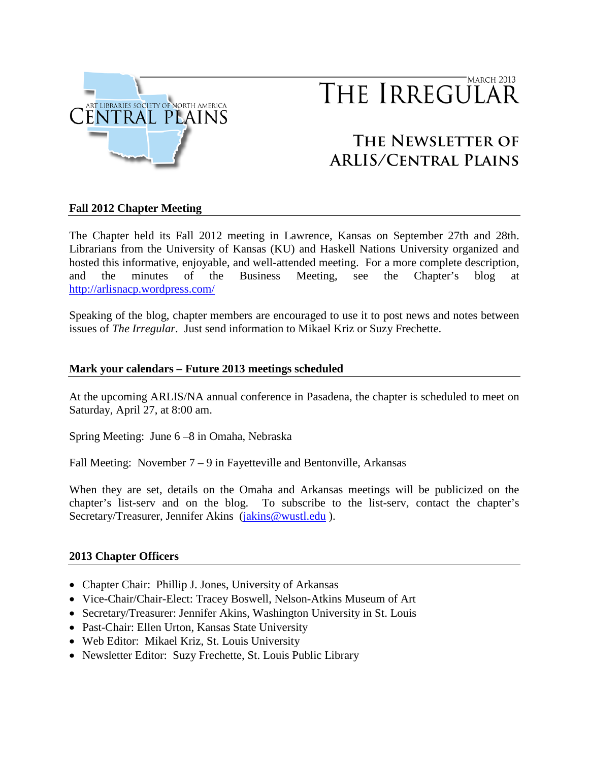ART LIBRARIES SOCIETY OF NORTH AMERICA
CENTRAL PLAINS

MARCH 2013

# THE IRREGULAR

## THE NEWSLETTER OF ARLIS/CENTRAL PLAINS

### Fall 2012 Chapter Meeting

The Chapter held its Fall 2012 meeting in Lawrence, Kansas on September 27th and 28th. Librarians from the University of Kansas (KU) and Haskell Nations University organized and hosted this informative, enjoyable, and well-attended meeting. For a more complete description, and the minutes of the Business Meeting, see the Chapter's blog at http://arlisnacp.wordpress.com/

Speaking of the blog, chapter members are encouraged to use it to post news and notes between issues of *The Irregular*. Just send information to Mikael Kriz or Suzy Frechette.

### Mark your calendars – Future 2013 meetings scheduled

At the upcoming ARLIS/NA annual conference in Pasadena, the chapter is scheduled to meet on Saturday, April 27, at 8:00 am.

Spring Meeting: June 6 –8 in Omaha, Nebraska

Fall Meeting: November 7 – 9 in Fayetteville and Bentonville, Arkansas

When they are set, details on the Omaha and Arkansas meetings will be publicized on the chapter's list-serv and on the blog. To subscribe to the list-serv, contact the chapter's Secretary/Treasurer, Jennifer Akins (jakins@wustl.edu ).

### 2013 Chapter Officers

- Chapter Chair: Phillip J. Jones, University of Arkansas
- Vice-Chair/Chair-Elect: Tracey Boswell, Nelson-Atkins Museum of Art
- Secretary/Treasurer: Jennifer Akins, Washington University in St. Louis
- Past-Chair: Ellen Urton, Kansas State University
- Web Editor: Mikael Kriz, St. Louis University
- Newsletter Editor: Suzy Frechette, St. Louis Public Library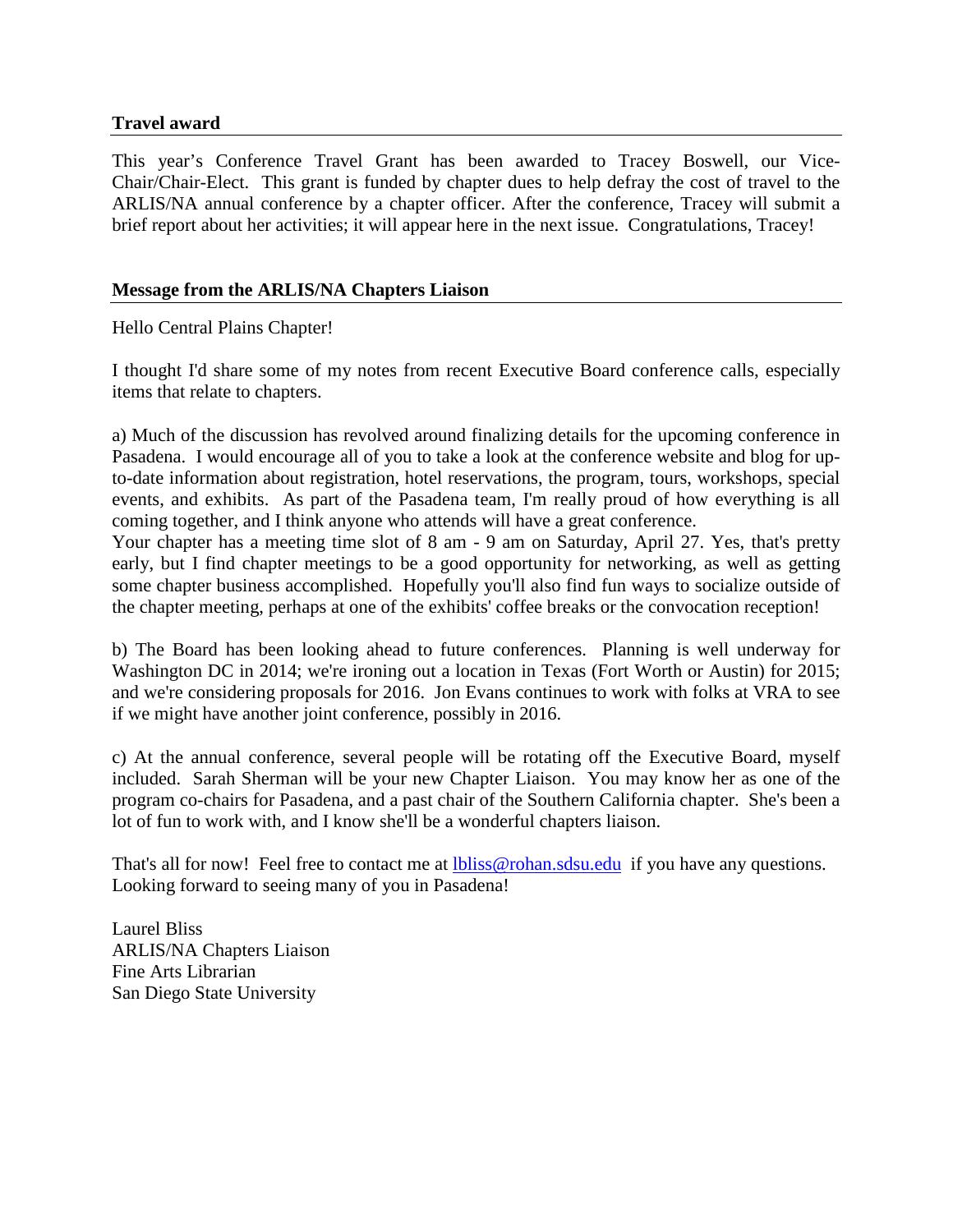## Travel award

This year's Conference Travel Grant has been awarded to Tracey Boswell, our Vice-Chair/Chair-Elect. This grant is funded by chapter dues to help defray the cost of travel to the ARLIS/NA annual conference by a chapter officer. After the conference, Tracey will submit a brief report about her activities; it will appear here in the next issue. Congratulations, Tracey!

## Message from the ARLIS/NA Chapters Liaison

Hello Central Plains Chapter!

I thought I'd share some of my notes from recent Executive Board conference calls, especially items that relate to chapters.

a) Much of the discussion has revolved around finalizing details for the upcoming conference in Pasadena. I would encourage all of you to take a look at the conference website and blog for up-to-date information about registration, hotel reservations, the program, tours, workshops, special events, and exhibits. As part of the Pasadena team, I'm really proud of how everything is all coming together, and I think anyone who attends will have a great conference.
Your chapter has a meeting time slot of 8 am - 9 am on Saturday, April 27. Yes, that's pretty early, but I find chapter meetings to be a good opportunity for networking, as well as getting some chapter business accomplished. Hopefully you'll also find fun ways to socialize outside of the chapter meeting, perhaps at one of the exhibits' coffee breaks or the convocation reception!

b) The Board has been looking ahead to future conferences. Planning is well underway for Washington DC in 2014; we're ironing out a location in Texas (Fort Worth or Austin) for 2015; and we're considering proposals for 2016. Jon Evans continues to work with folks at VRA to see if we might have another joint conference, possibly in 2016.

c) At the annual conference, several people will be rotating off the Executive Board, myself included. Sarah Sherman will be your new Chapter Liaison. You may know her as one of the program co-chairs for Pasadena, and a past chair of the Southern California chapter. She's been a lot of fun to work with, and I know she'll be a wonderful chapters liaison.

That's all for now! Feel free to contact me at lbliss@rohan.sdsu.edu if you have any questions.
Looking forward to seeing many of you in Pasadena!

Laurel Bliss
ARLIS/NA Chapters Liaison
Fine Arts Librarian
San Diego State University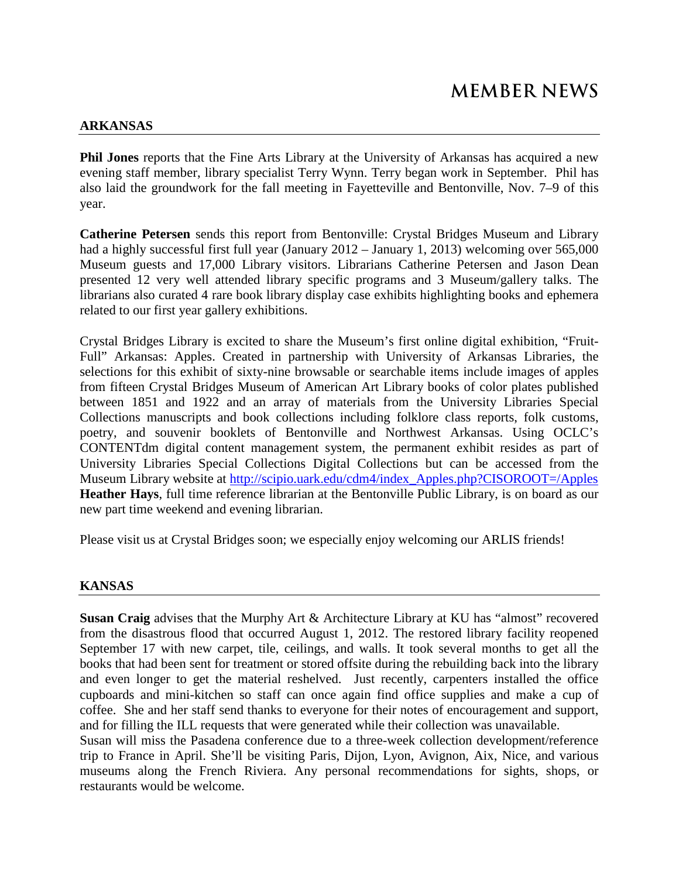# MEMBER NEWS

## ARKANSAS

**Phil Jones** reports that the Fine Arts Library at the University of Arkansas has acquired a new evening staff member, library specialist Terry Wynn. Terry began work in September. Phil has also laid the groundwork for the fall meeting in Fayetteville and Bentonville, Nov. 7–9 of this year.

**Catherine Petersen** sends this report from Bentonville: Crystal Bridges Museum and Library had a highly successful first full year (January 2012 – January 1, 2013) welcoming over 565,000 Museum guests and 17,000 Library visitors. Librarians Catherine Petersen and Jason Dean presented 12 very well attended library specific programs and 3 Museum/gallery talks. The librarians also curated 4 rare book library display case exhibits highlighting books and ephemera related to our first year gallery exhibitions.

Crystal Bridges Library is excited to share the Museum's first online digital exhibition, "Fruit-Full" Arkansas: Apples. Created in partnership with University of Arkansas Libraries, the selections for this exhibit of sixty-nine browsable or searchable items include images of apples from fifteen Crystal Bridges Museum of American Art Library books of color plates published between 1851 and 1922 and an array of materials from the University Libraries Special Collections manuscripts and book collections including folklore class reports, folk customs, poetry, and souvenir booklets of Bentonville and Northwest Arkansas. Using OCLC's CONTENTdm digital content management system, the permanent exhibit resides as part of University Libraries Special Collections Digital Collections but can be accessed from the Museum Library website at http://scipio.uark.edu/cdm4/index_Apples.php?CISOROOT=/Apples
**Heather Hays**, full time reference librarian at the Bentonville Public Library, is on board as our new part time weekend and evening librarian.

Please visit us at Crystal Bridges soon; we especially enjoy welcoming our ARLIS friends!

## KANSAS

**Susan Craig** advises that the Murphy Art & Architecture Library at KU has "almost" recovered from the disastrous flood that occurred August 1, 2012. The restored library facility reopened September 17 with new carpet, tile, ceilings, and walls. It took several months to get all the books that had been sent for treatment or stored offsite during the rebuilding back into the library and even longer to get the material reshelved. Just recently, carpenters installed the office cupboards and mini-kitchen so staff can once again find office supplies and make a cup of coffee. She and her staff send thanks to everyone for their notes of encouragement and support, and for filling the ILL requests that were generated while their collection was unavailable.
Susan will miss the Pasadena conference due to a three-week collection development/reference trip to France in April. She'll be visiting Paris, Dijon, Lyon, Avignon, Aix, Nice, and various museums along the French Riviera. Any personal recommendations for sights, shops, or restaurants would be welcome.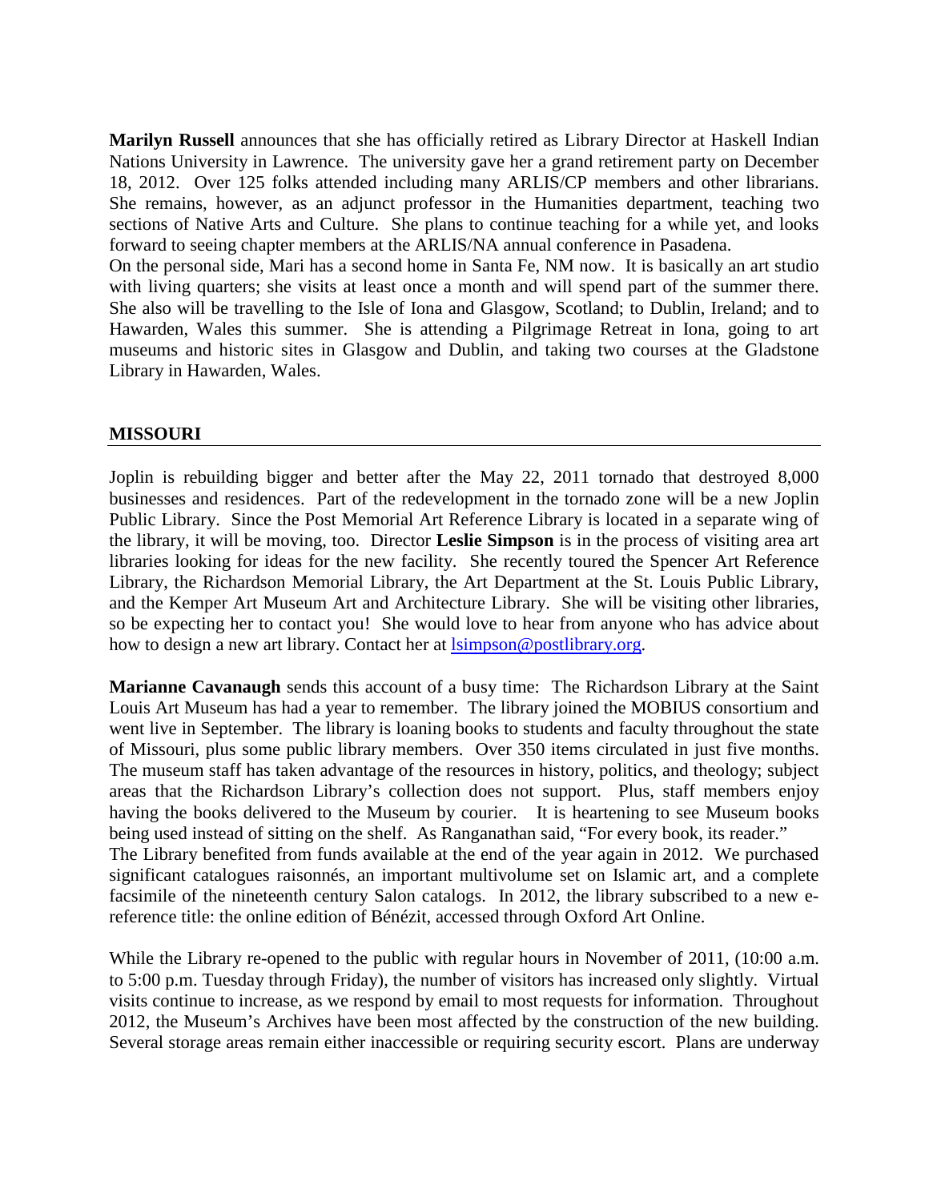**Marilyn Russell** announces that she has officially retired as Library Director at Haskell Indian Nations University in Lawrence. The university gave her a grand retirement party on December 18, 2012. Over 125 folks attended including many ARLIS/CP members and other librarians. She remains, however, as an adjunct professor in the Humanities department, teaching two sections of Native Arts and Culture. She plans to continue teaching for a while yet, and looks forward to seeing chapter members at the ARLIS/NA annual conference in Pasadena.
On the personal side, Mari has a second home in Santa Fe, NM now. It is basically an art studio with living quarters; she visits at least once a month and will spend part of the summer there. She also will be travelling to the Isle of Iona and Glasgow, Scotland; to Dublin, Ireland; and to Hawarden, Wales this summer. She is attending a Pilgrimage Retreat in Iona, going to art museums and historic sites in Glasgow and Dublin, and taking two courses at the Gladstone Library in Hawarden, Wales.

## MISSOURI

Joplin is rebuilding bigger and better after the May 22, 2011 tornado that destroyed 8,000 businesses and residences. Part of the redevelopment in the tornado zone will be a new Joplin Public Library. Since the Post Memorial Art Reference Library is located in a separate wing of the library, it will be moving, too. Director **Leslie Simpson** is in the process of visiting area art libraries looking for ideas for the new facility. She recently toured the Spencer Art Reference Library, the Richardson Memorial Library, the Art Department at the St. Louis Public Library, and the Kemper Art Museum Art and Architecture Library. She will be visiting other libraries, so be expecting her to contact you! She would love to hear from anyone who has advice about how to design a new art library. Contact her at lsimpson@postlibrary.org.

**Marianne Cavanaugh** sends this account of a busy time: The Richardson Library at the Saint Louis Art Museum has had a year to remember. The library joined the MOBIUS consortium and went live in September. The library is loaning books to students and faculty throughout the state of Missouri, plus some public library members. Over 350 items circulated in just five months. The museum staff has taken advantage of the resources in history, politics, and theology; subject areas that the Richardson Library's collection does not support. Plus, staff members enjoy having the books delivered to the Museum by courier. It is heartening to see Museum books being used instead of sitting on the shelf. As Ranganathan said, "For every book, its reader."
The Library benefited from funds available at the end of the year again in 2012. We purchased significant catalogues raisonnés, an important multivolume set on Islamic art, and a complete facsimile of the nineteenth century Salon catalogs. In 2012, the library subscribed to a new e-reference title: the online edition of Bénézit, accessed through Oxford Art Online.

While the Library re-opened to the public with regular hours in November of 2011, (10:00 a.m. to 5:00 p.m. Tuesday through Friday), the number of visitors has increased only slightly. Virtual visits continue to increase, as we respond by email to most requests for information. Throughout 2012, the Museum's Archives have been most affected by the construction of the new building. Several storage areas remain either inaccessible or requiring security escort. Plans are underway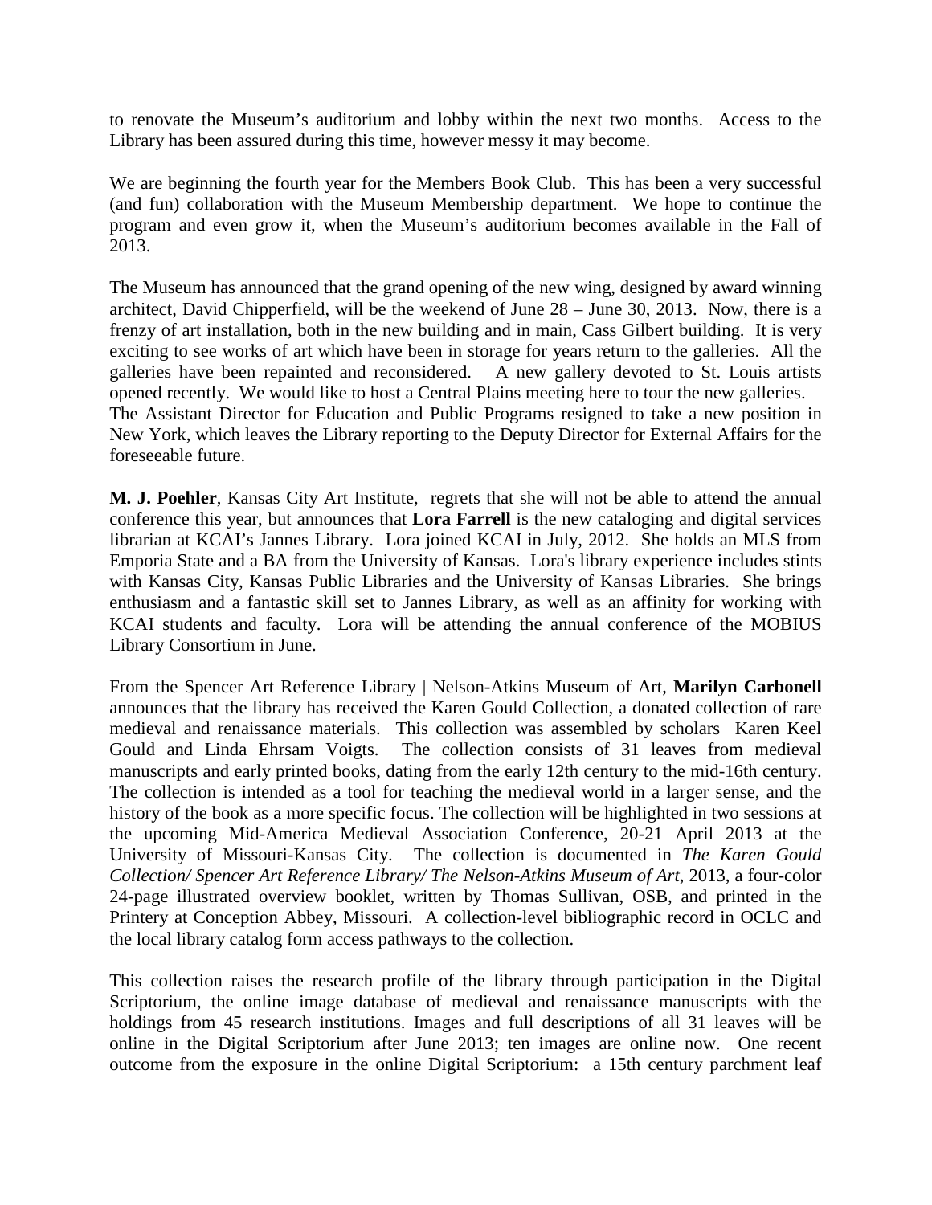to renovate the Museum's auditorium and lobby within the next two months. Access to the Library has been assured during this time, however messy it may become.

We are beginning the fourth year for the Members Book Club. This has been a very successful (and fun) collaboration with the Museum Membership department. We hope to continue the program and even grow it, when the Museum's auditorium becomes available in the Fall of 2013.

The Museum has announced that the grand opening of the new wing, designed by award winning architect, David Chipperfield, will be the weekend of June 28 – June 30, 2013. Now, there is a frenzy of art installation, both in the new building and in main, Cass Gilbert building. It is very exciting to see works of art which have been in storage for years return to the galleries. All the galleries have been repainted and reconsidered. A new gallery devoted to St. Louis artists opened recently. We would like to host a Central Plains meeting here to tour the new galleries.
The Assistant Director for Education and Public Programs resigned to take a new position in New York, which leaves the Library reporting to the Deputy Director for External Affairs for the foreseeable future.

**M. J. Poehler**, Kansas City Art Institute, regrets that she will not be able to attend the annual conference this year, but announces that **Lora Farrell** is the new cataloging and digital services librarian at KCAI's Jannes Library. Lora joined KCAI in July, 2012. She holds an MLS from Emporia State and a BA from the University of Kansas. Lora's library experience includes stints with Kansas City, Kansas Public Libraries and the University of Kansas Libraries. She brings enthusiasm and a fantastic skill set to Jannes Library, as well as an affinity for working with KCAI students and faculty. Lora will be attending the annual conference of the MOBIUS Library Consortium in June.

From the Spencer Art Reference Library | Nelson-Atkins Museum of Art, **Marilyn Carbonell** announces that the library has received the Karen Gould Collection, a donated collection of rare medieval and renaissance materials. This collection was assembled by scholars Karen Keel Gould and Linda Ehrsam Voigts. The collection consists of 31 leaves from medieval manuscripts and early printed books, dating from the early 12th century to the mid-16th century. The collection is intended as a tool for teaching the medieval world in a larger sense, and the history of the book as a more specific focus. The collection will be highlighted in two sessions at the upcoming Mid-America Medieval Association Conference, 20-21 April 2013 at the University of Missouri-Kansas City. The collection is documented in *The Karen Gould Collection/ Spencer Art Reference Library/ The Nelson-Atkins Museum of Art*, 2013, a four-color 24-page illustrated overview booklet, written by Thomas Sullivan, OSB, and printed in the Printery at Conception Abbey, Missouri. A collection-level bibliographic record in OCLC and the local library catalog form access pathways to the collection.

This collection raises the research profile of the library through participation in the Digital Scriptorium, the online image database of medieval and renaissance manuscripts with the holdings from 45 research institutions. Images and full descriptions of all 31 leaves will be online in the Digital Scriptorium after June 2013; ten images are online now. One recent outcome from the exposure in the online Digital Scriptorium: a 15th century parchment leaf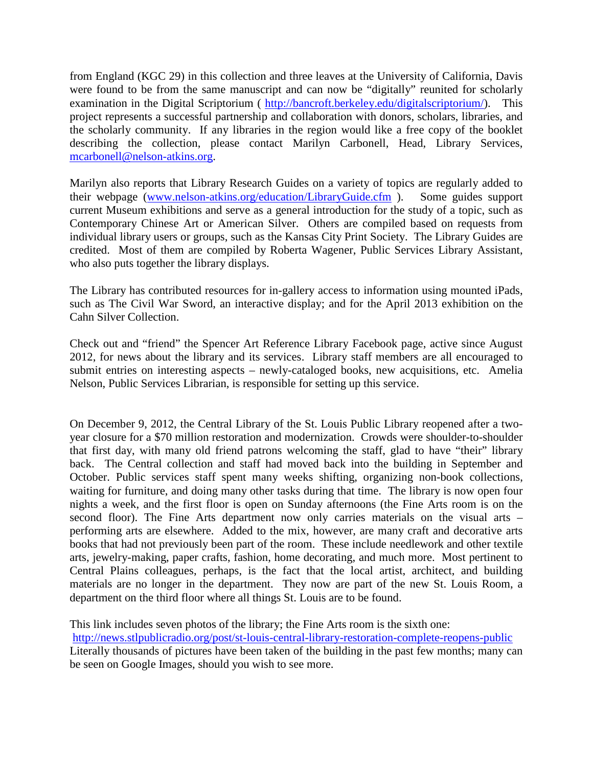from England (KGC 29) in this collection and three leaves at the University of California, Davis were found to be from the same manuscript and can now be "digitally" reunited for scholarly examination in the Digital Scriptorium ( http://bancroft.berkeley.edu/digitalscriptorium/). This project represents a successful partnership and collaboration with donors, scholars, libraries, and the scholarly community. If any libraries in the region would like a free copy of the booklet describing the collection, please contact Marilyn Carbonell, Head, Library Services, mcarbonell@nelson-atkins.org.

Marilyn also reports that Library Research Guides on a variety of topics are regularly added to their webpage (www.nelson-atkins.org/education/LibraryGuide.cfm ). Some guides support current Museum exhibitions and serve as a general introduction for the study of a topic, such as Contemporary Chinese Art or American Silver. Others are compiled based on requests from individual library users or groups, such as the Kansas City Print Society. The Library Guides are credited. Most of them are compiled by Roberta Wagener, Public Services Library Assistant, who also puts together the library displays.

The Library has contributed resources for in-gallery access to information using mounted iPads, such as The Civil War Sword, an interactive display; and for the April 2013 exhibition on the Cahn Silver Collection.

Check out and "friend" the Spencer Art Reference Library Facebook page, active since August 2012, for news about the library and its services. Library staff members are all encouraged to submit entries on interesting aspects – newly-cataloged books, new acquisitions, etc. Amelia Nelson, Public Services Librarian, is responsible for setting up this service.

On December 9, 2012, the Central Library of the St. Louis Public Library reopened after a two-year closure for a $70 million restoration and modernization. Crowds were shoulder-to-shoulder that first day, with many old friend patrons welcoming the staff, glad to have "their" library back. The Central collection and staff had moved back into the building in September and October. Public services staff spent many weeks shifting, organizing non-book collections, waiting for furniture, and doing many other tasks during that time. The library is now open four nights a week, and the first floor is open on Sunday afternoons (the Fine Arts room is on the second floor). The Fine Arts department now only carries materials on the visual arts – performing arts are elsewhere. Added to the mix, however, are many craft and decorative arts books that had not previously been part of the room. These include needlework and other textile arts, jewelry-making, paper crafts, fashion, home decorating, and much more. Most pertinent to Central Plains colleagues, perhaps, is the fact that the local artist, architect, and building materials are no longer in the department. They now are part of the new St. Louis Room, a department on the third floor where all things St. Louis are to be found.

This link includes seven photos of the library; the Fine Arts room is the sixth one:
http://news.stlpublicradio.org/post/st-louis-central-library-restoration-complete-reopens-public
Literally thousands of pictures have been taken of the building in the past few months; many can be seen on Google Images, should you wish to see more.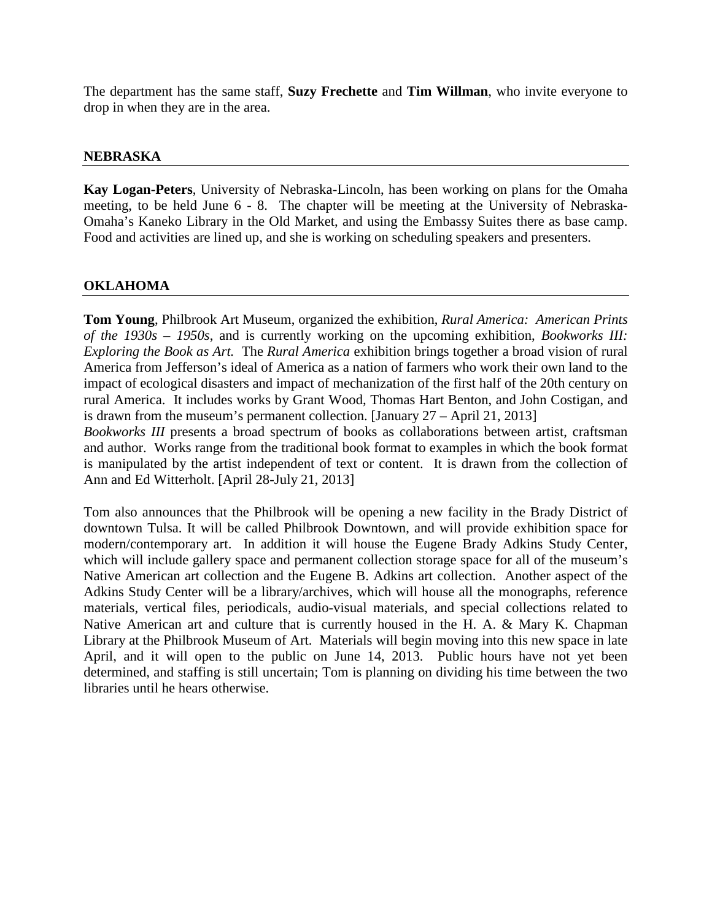The department has the same staff, **Suzy Frechette** and **Tim Willman**, who invite everyone to drop in when they are in the area.

## NEBRASKA

**Kay Logan-Peters**, University of Nebraska-Lincoln, has been working on plans for the Omaha meeting, to be held June 6 - 8. The chapter will be meeting at the University of Nebraska-Omaha's Kaneko Library in the Old Market, and using the Embassy Suites there as base camp. Food and activities are lined up, and she is working on scheduling speakers and presenters.

## OKLAHOMA

**Tom Young**, Philbrook Art Museum, organized the exhibition, *Rural America: American Prints of the 1930s – 1950s*, and is currently working on the upcoming exhibition, *Bookworks III: Exploring the Book as Art.* The *Rural America* exhibition brings together a broad vision of rural America from Jefferson's ideal of America as a nation of farmers who work their own land to the impact of ecological disasters and impact of mechanization of the first half of the 20th century on rural America. It includes works by Grant Wood, Thomas Hart Benton, and John Costigan, and is drawn from the museum's permanent collection. [January 27 – April 21, 2013]

*Bookworks III* presents a broad spectrum of books as collaborations between artist, craftsman and author. Works range from the traditional book format to examples in which the book format is manipulated by the artist independent of text or content. It is drawn from the collection of Ann and Ed Witterholt. [April 28-July 21, 2013]

Tom also announces that the Philbrook will be opening a new facility in the Brady District of downtown Tulsa. It will be called Philbrook Downtown, and will provide exhibition space for modern/contemporary art. In addition it will house the Eugene Brady Adkins Study Center, which will include gallery space and permanent collection storage space for all of the museum's Native American art collection and the Eugene B. Adkins art collection. Another aspect of the Adkins Study Center will be a library/archives, which will house all the monographs, reference materials, vertical files, periodicals, audio-visual materials, and special collections related to Native American art and culture that is currently housed in the H. A. & Mary K. Chapman Library at the Philbrook Museum of Art. Materials will begin moving into this new space in late April, and it will open to the public on June 14, 2013. Public hours have not yet been determined, and staffing is still uncertain; Tom is planning on dividing his time between the two libraries until he hears otherwise.